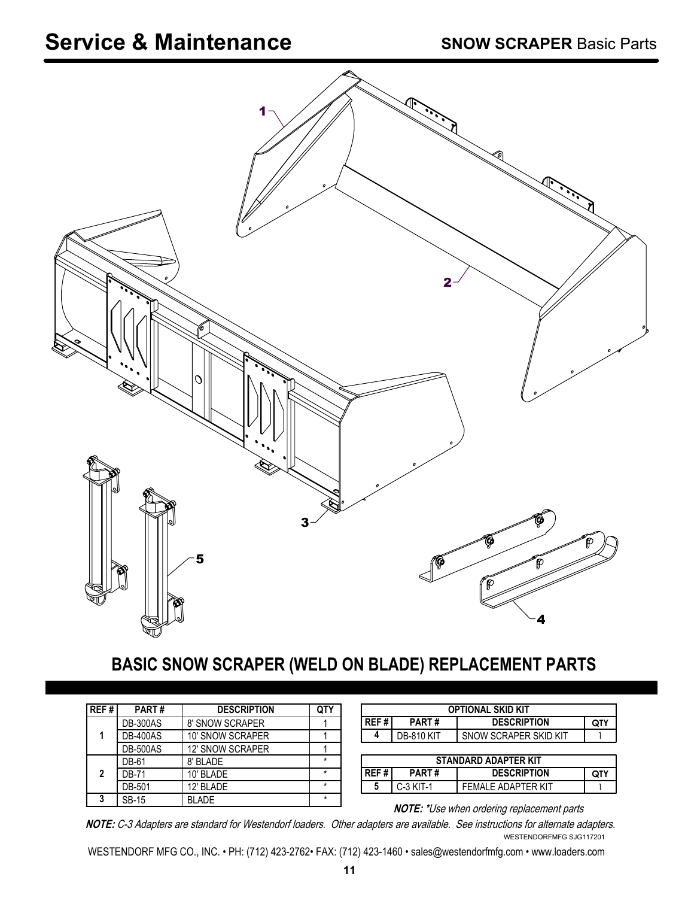# Service & Maintenance

**SNOW SCRAPER** Basic Parts

## BASIC SNOW SCRAPER (WELD ON BLADE) REPLACEMENT PARTS

| REF # | PART # | DESCRIPTION | QTY |
|---|---|---|---|
| 1 | DB-300AS | 8' SNOW SCRAPER | 1 |
| | DB-400AS | 10' SNOW SCRAPER | 1 |
| | DB-500AS | 12' SNOW SCRAPER | 1 |
| 2 | DB-61 | 8' BLADE | * |
| | DB-71 | 10' BLADE | * |
| | DB-501 | 12' BLADE | * |
| 3 | SB-15 | BLADE | * |

**OPTIONAL SKID KIT**

| REF # | PART # | DESCRIPTION | QTY |
|---|---|---|---|
| 4 | DB-810 KIT | SNOW SCRAPER SKID KIT | 1 |

**STANDARD ADAPTER KIT**

| REF # | PART # | DESCRIPTION | QTY |
|---|---|---|---|
| 5 | C-3 KIT-1 | FEMALE ADAPTER KIT | 1 |

***NOTE:*** *\*Use when ordering replacement parts*

***NOTE:*** *C-3 Adapters are standard for Westendorf loaders. Other adapters are available. See instructions for alternate adapters.*

WESTENDORFMFG SJG117201

WESTENDORF MFG CO., INC. • PH: (712) 423-2762• FAX: (712) 423-1460 • sales@westendorfmfg.com • www.loaders.com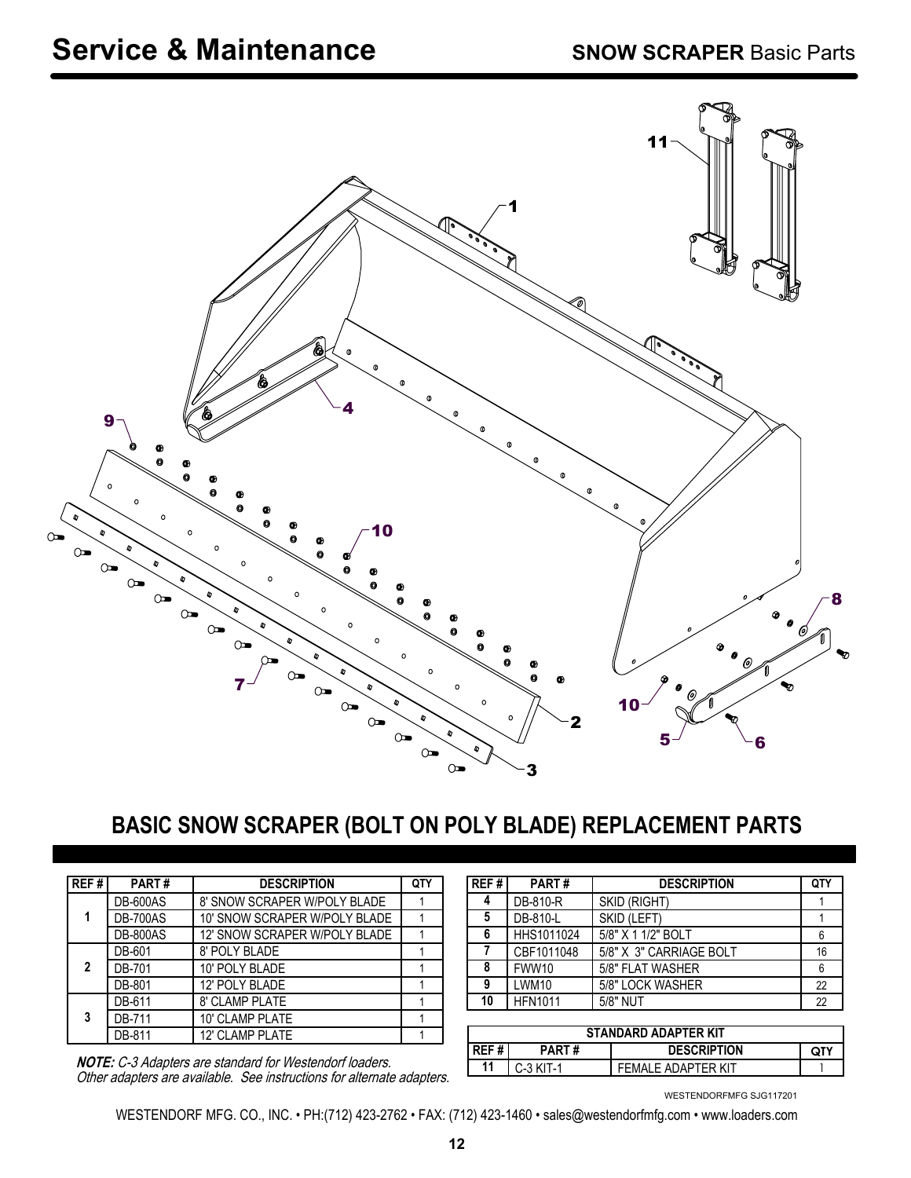# Service & Maintenance

**SNOW SCRAPER** Basic Parts

11

1

4

9

10

8

7

2

10

5

6

3

## BASIC SNOW SCRAPER (BOLT ON POLY BLADE) REPLACEMENT PARTS

| REF # | PART # | DESCRIPTION | QTY |
|---|---|---|---|
| 1 | DB-600AS | 8' SNOW SCRAPER W/POLY BLADE | 1 |
| | DB-700AS | 10' SNOW SCRAPER W/POLY BLADE | 1 |
| | DB-800AS | 12' SNOW SCRAPER W/POLY BLADE | 1 |
| 2 | DB-601 | 8' POLY BLADE | 1 |
| | DB-701 | 10' POLY BLADE | 1 |
| | DB-801 | 12' POLY BLADE | 1 |
| 3 | DB-611 | 8' CLAMP PLATE | 1 |
| | DB-711 | 10' CLAMP PLATE | 1 |
| | DB-811 | 12' CLAMP PLATE | 1 |

| REF # | PART # | DESCRIPTION | QTY |
|---|---|---|---|
| 4 | DB-810-R | SKID (RIGHT) | 1 |
| 5 | DB-810-L | SKID (LEFT) | 1 |
| 6 | HHS1011024 | 5/8" X 1 1/2" BOLT | 6 |
| 7 | CBF1011048 | 5/8" X 3" CARRIAGE BOLT | 16 |
| 8 | FWW10 | 5/8" FLAT WASHER | 6 |
| 9 | LWM10 | 5/8" LOCK WASHER | 22 |
| 10 | HFN1011 | 5/8" NUT | 22 |

**STANDARD ADAPTER KIT**

| REF # | PART # | DESCRIPTION | QTY |
|---|---|---|---|
| 11 | C-3 KIT-1 | FEMALE ADAPTER KIT | 1 |

***NOTE:*** *C-3 Adapters are standard for Westendorf loaders. Other adapters are available. See instructions for alternate adapters.*

WESTENDORFMFG SJG117201

WESTENDORF MFG. CO., INC. • PH:(712) 423-2762 • FAX: (712) 423-1460 • sales@westendorfmfg.com • www.loaders.com